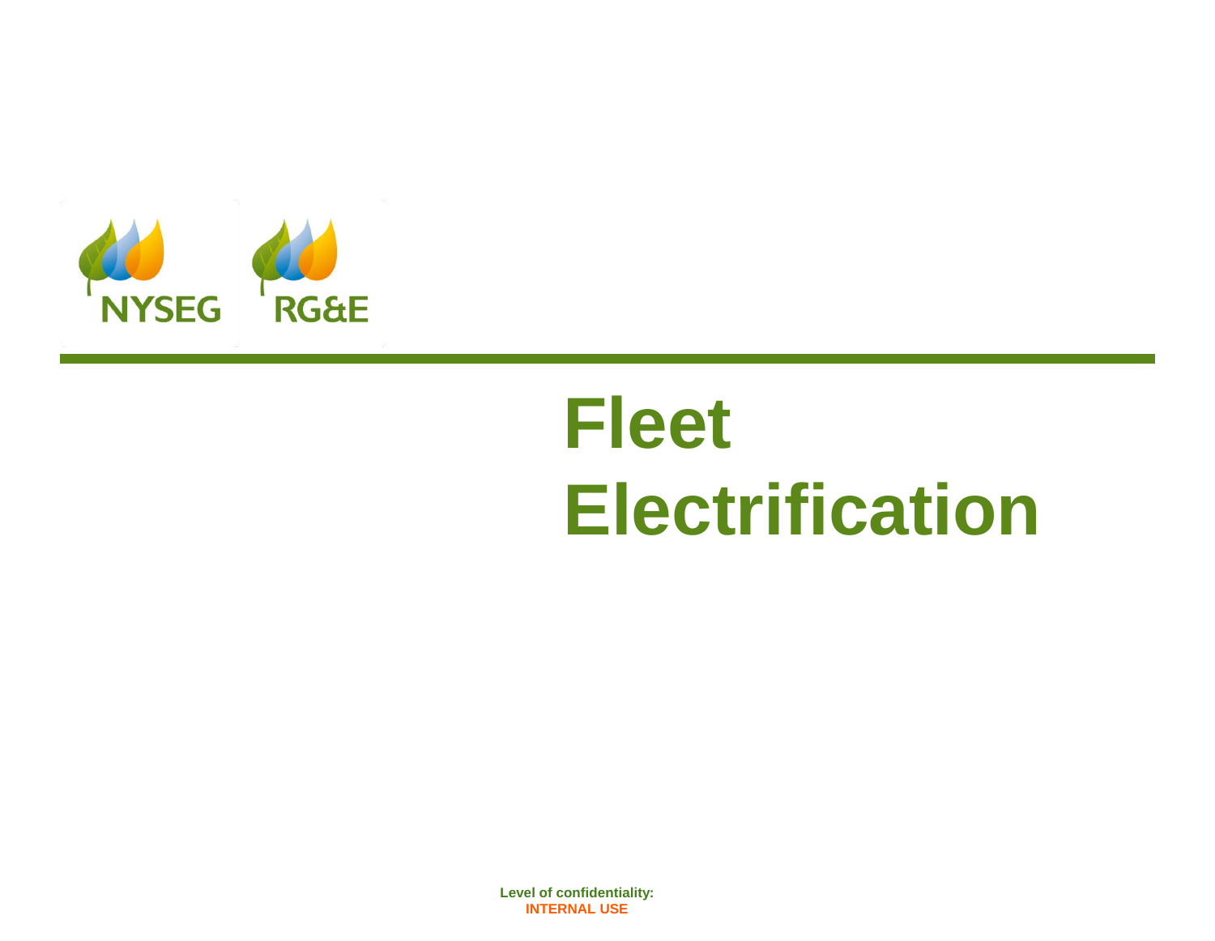NYSEG RG&E

# Fleet Electrification

**Level of confidentiality:**
**INTERNAL USE**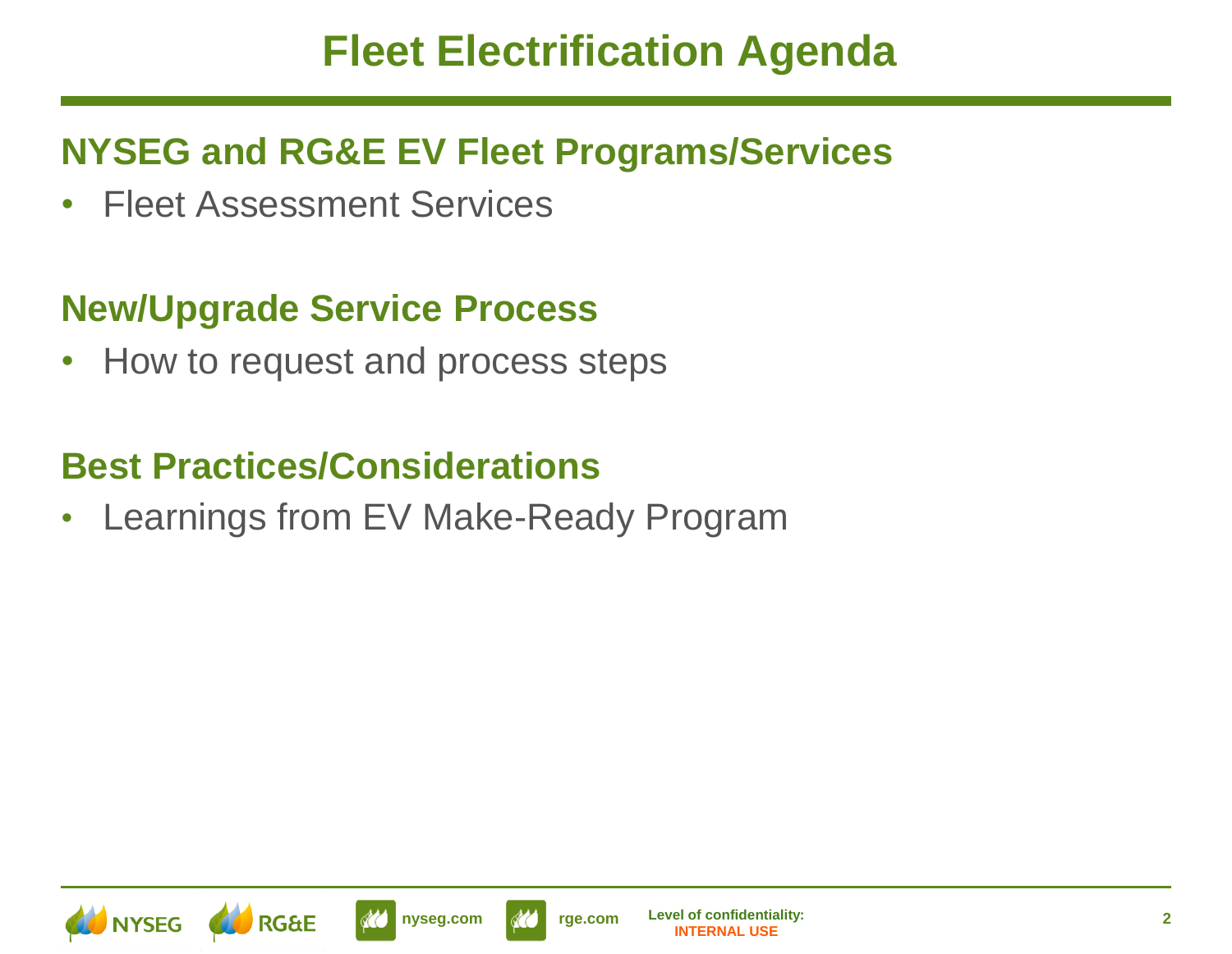# Fleet Electrification Agenda

## NYSEG and RG&E EV Fleet Programs/Services

- Fleet Assessment Services

## New/Upgrade Service Process

- How to request and process steps

## Best Practices/Considerations

- Learnings from EV Make-Ready Program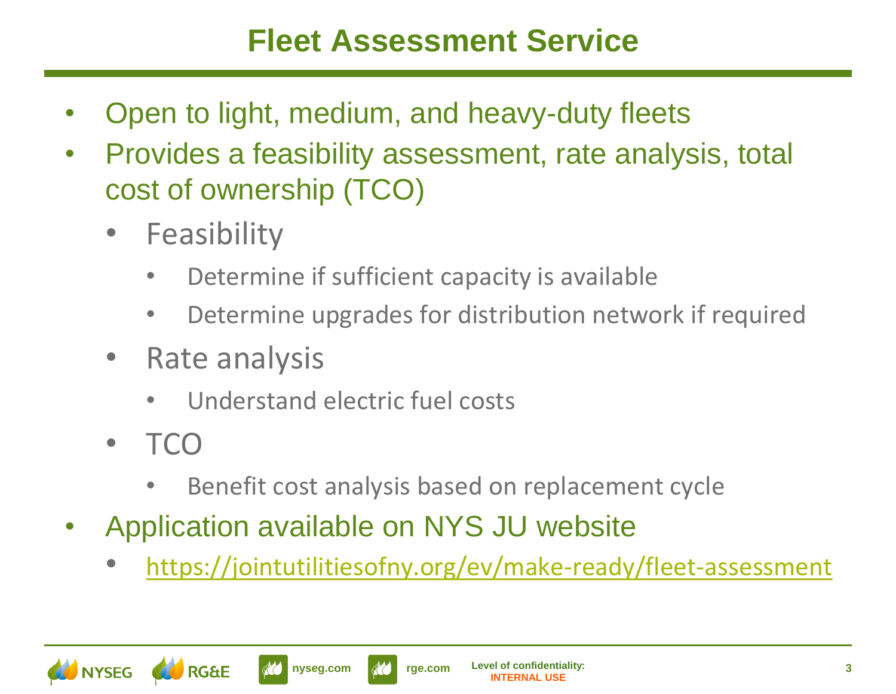# Fleet Assessment Service

- Open to light, medium, and heavy-duty fleets
- Provides a feasibility assessment, rate analysis, total cost of ownership (TCO)
  - Feasibility
    - Determine if sufficient capacity is available
    - Determine upgrades for distribution network if required
  - Rate analysis
    - Understand electric fuel costs
  - TCO
    - Benefit cost analysis based on replacement cycle
- Application available on NYS JU website
  - https://jointutilitiesofny.org/ev/make-ready/fleet-assessment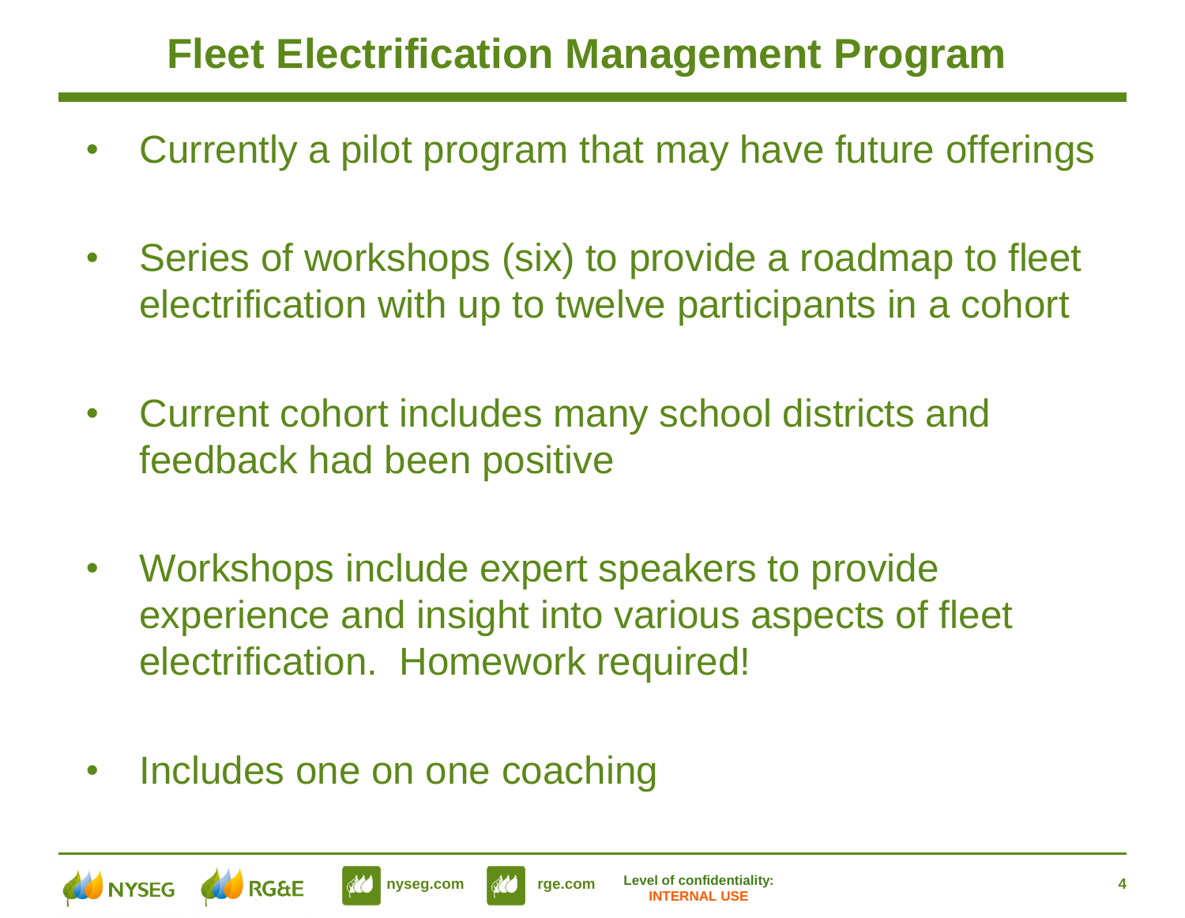# Fleet Electrification Management Program

- Currently a pilot program that may have future offerings
- Series of workshops (six) to provide a roadmap to fleet electrification with up to twelve participants in a cohort
- Current cohort includes many school districts and feedback had been positive
- Workshops include expert speakers to provide experience and insight into various aspects of fleet electrification. Homework required!
- Includes one on one coaching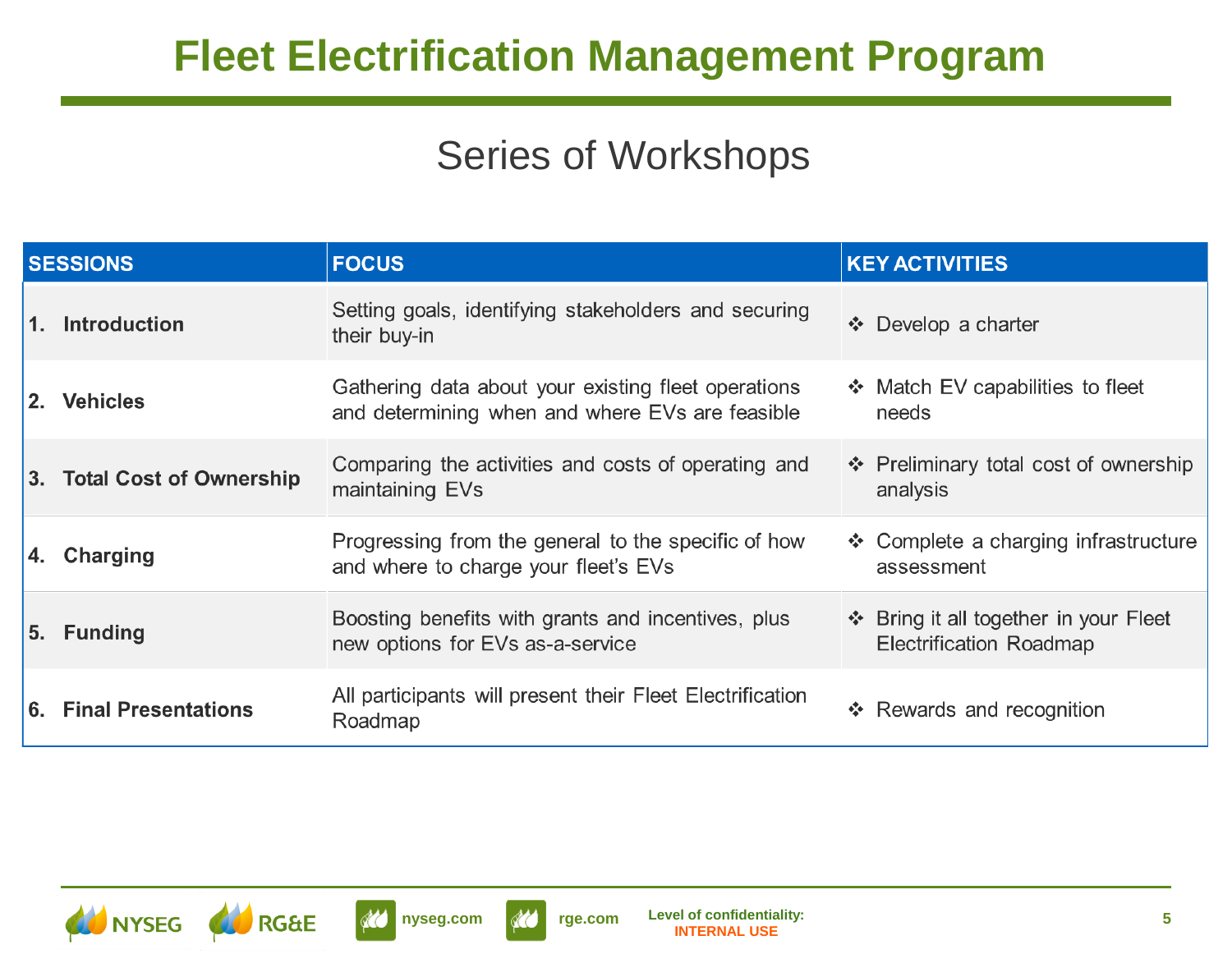# Fleet Electrification Management Program

## Series of Workshops

| SESSIONS | FOCUS | KEY ACTIVITIES |
|---|---|---|
| 1. **Introduction** | Setting goals, identifying stakeholders and securing their buy-in | ❖ Develop a charter |
| 2. **Vehicles** | Gathering data about your existing fleet operations and determining when and where EVs are feasible | ❖ Match EV capabilities to fleet needs |
| 3. **Total Cost of Ownership** | Comparing the activities and costs of operating and maintaining EVs | ❖ Preliminary total cost of ownership analysis |
| 4. **Charging** | Progressing from the general to the specific of how and where to charge your fleet's EVs | ❖ Complete a charging infrastructure assessment |
| 5. **Funding** | Boosting benefits with grants and incentives, plus new options for EVs as-a-service | ❖ Bring it all together in your Fleet Electrification Roadmap |
| 6. **Final Presentations** | All participants will present their Fleet Electrification Roadmap | ❖ Rewards and recognition |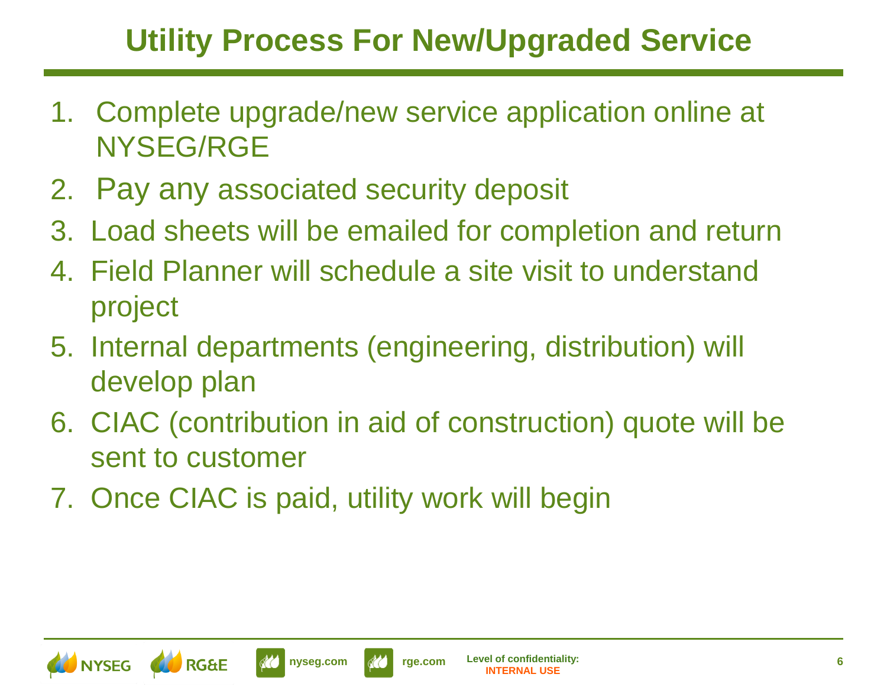# Utility Process For New/Upgraded Service

1. Complete upgrade/new service application online at NYSEG/RGE
2. Pay any associated security deposit
3. Load sheets will be emailed for completion and return
4. Field Planner will schedule a site visit to understand project
5. Internal departments (engineering, distribution) will develop plan
6. CIAC (contribution in aid of construction) quote will be sent to customer
7. Once CIAC is paid, utility work will begin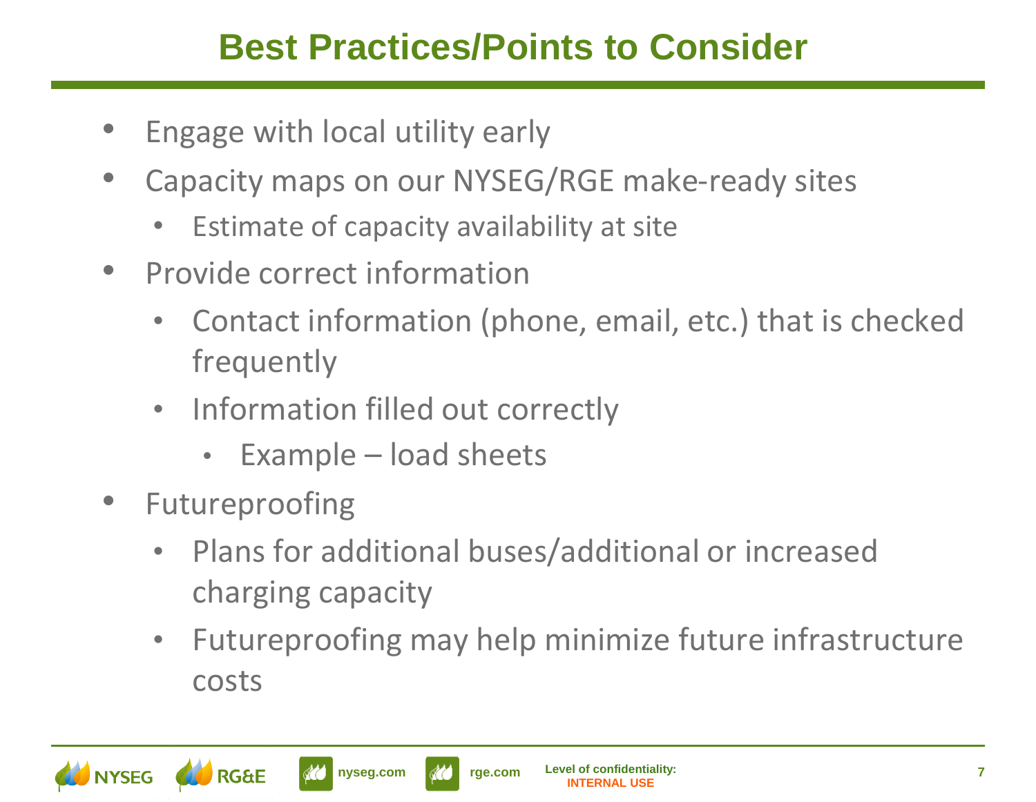# Best Practices/Points to Consider

- Engage with local utility early
- Capacity maps on our NYSEG/RGE make-ready sites
  - Estimate of capacity availability at site
- Provide correct information
  - Contact information (phone, email, etc.) that is checked frequently
  - Information filled out correctly
    - Example – load sheets
- Futureproofing
  - Plans for additional buses/additional or increased charging capacity
  - Futureproofing may help minimize future infrastructure costs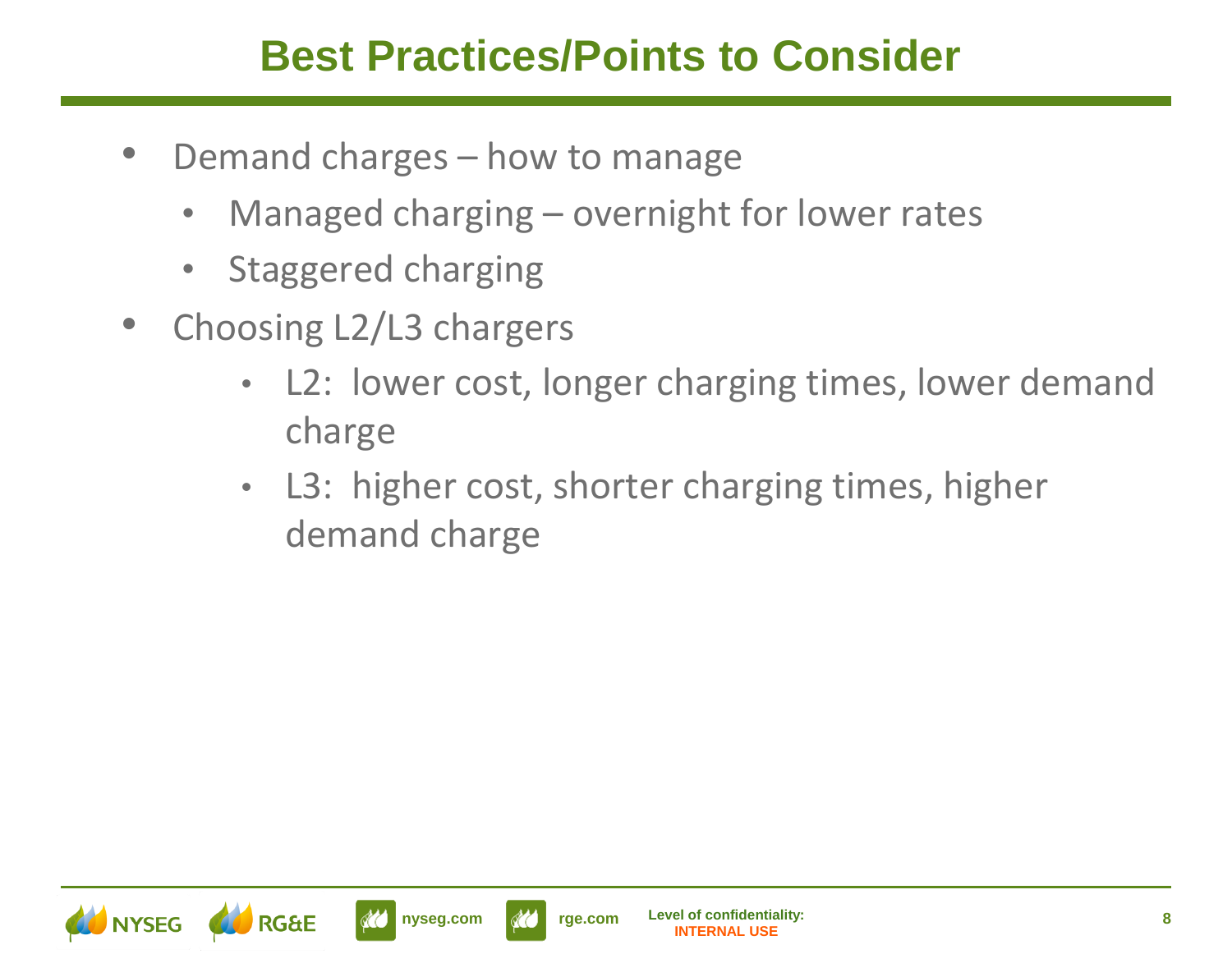# Best Practices/Points to Consider

- Demand charges – how to manage
  - Managed charging – overnight for lower rates
  - Staggered charging
- Choosing L2/L3 chargers
  - L2: lower cost, longer charging times, lower demand charge
  - L3: higher cost, shorter charging times, higher demand charge